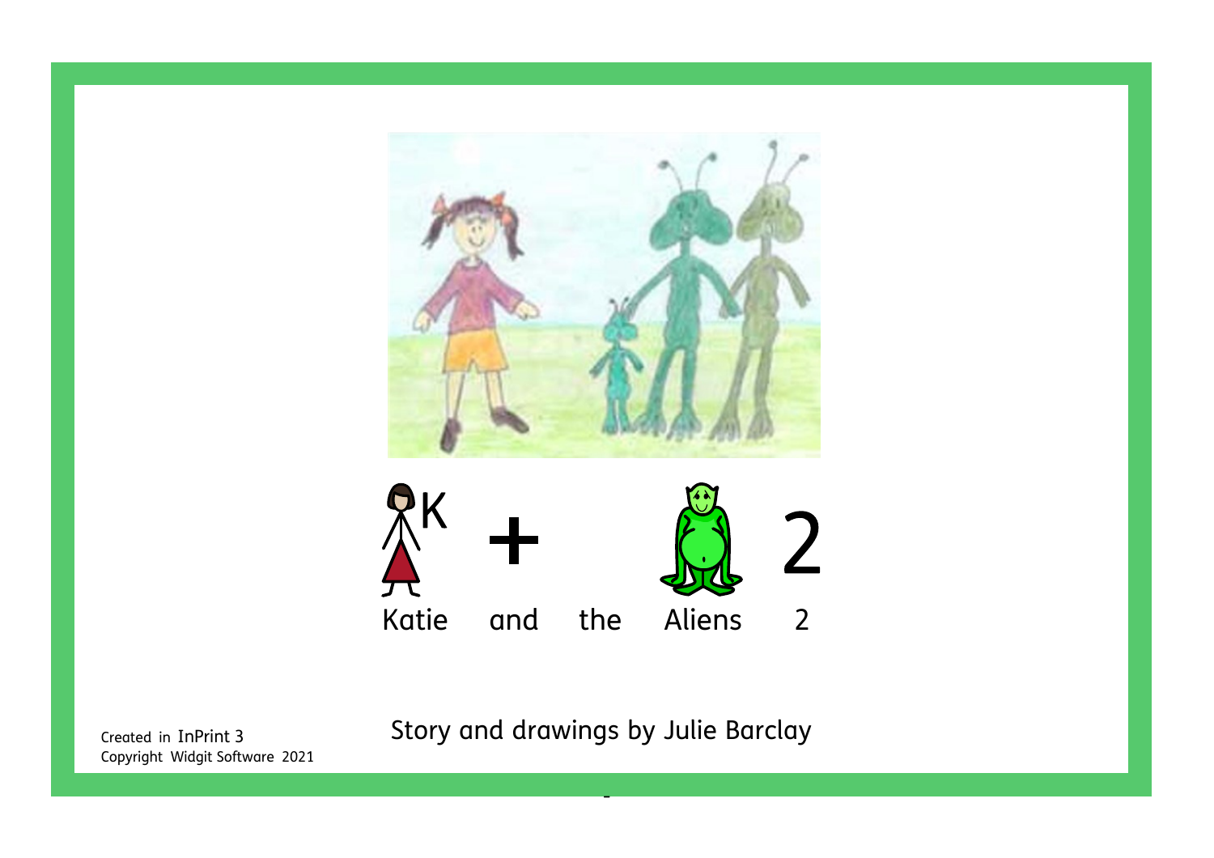# Katie and the Aliens 2

Story and drawings by Julie Barclay

Created in InPrint 3
Copyright Widgit Software 2021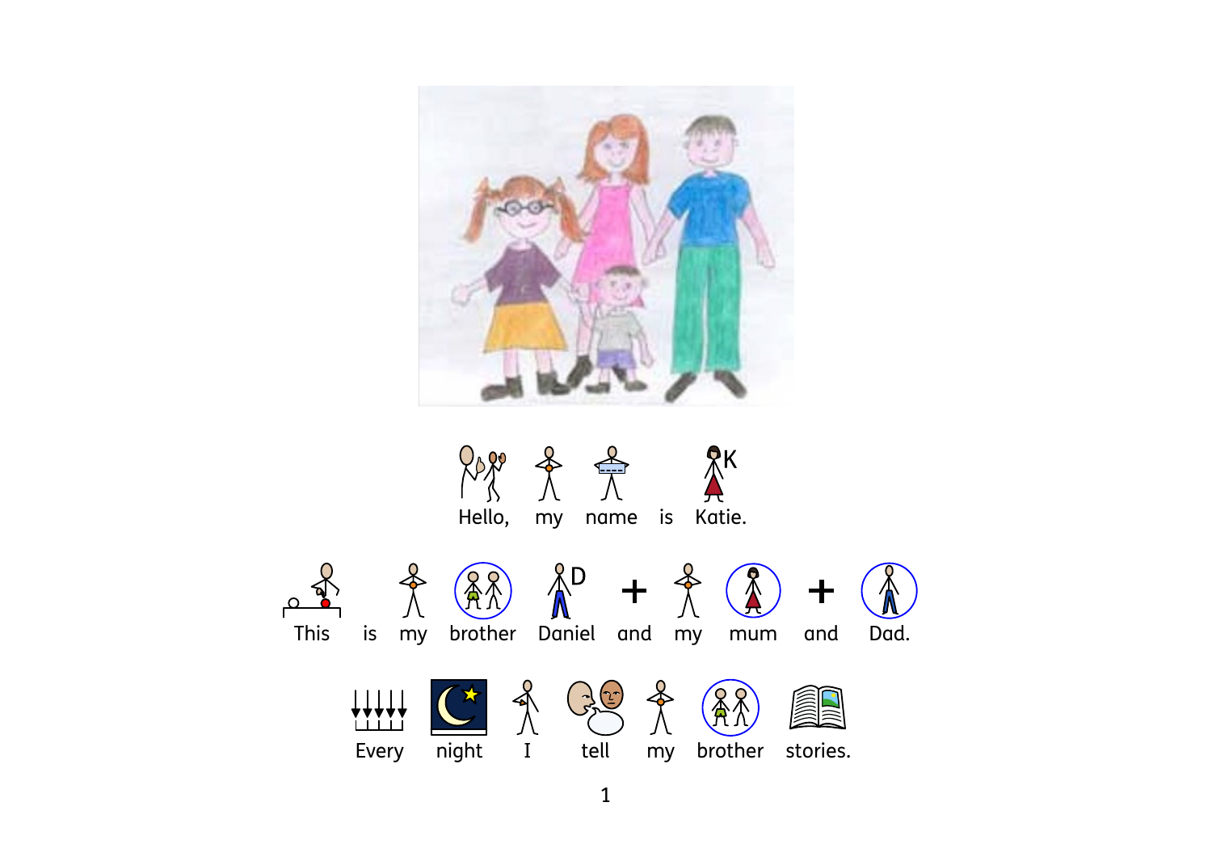Hello, my name is Katie.

This is my brother Daniel and my mum and Dad.

Every night I tell my brother stories.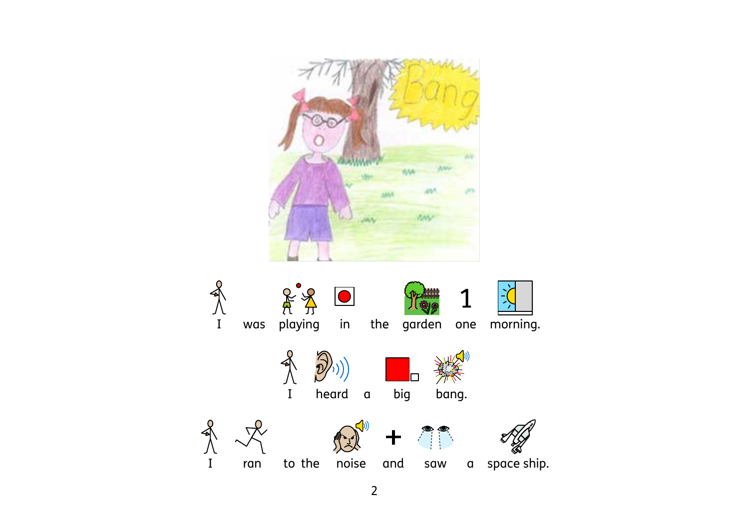I was playing in the garden one morning.

I heard a big bang.

I ran to the noise and saw a space ship.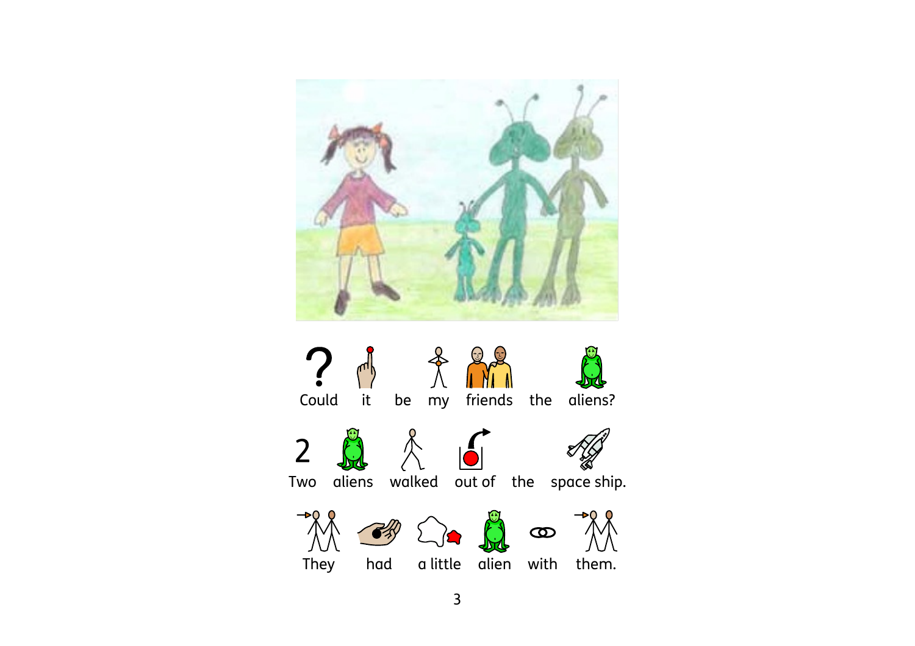Could it be my friends the aliens?

Two aliens walked out of the space ship.

They had a little alien with them.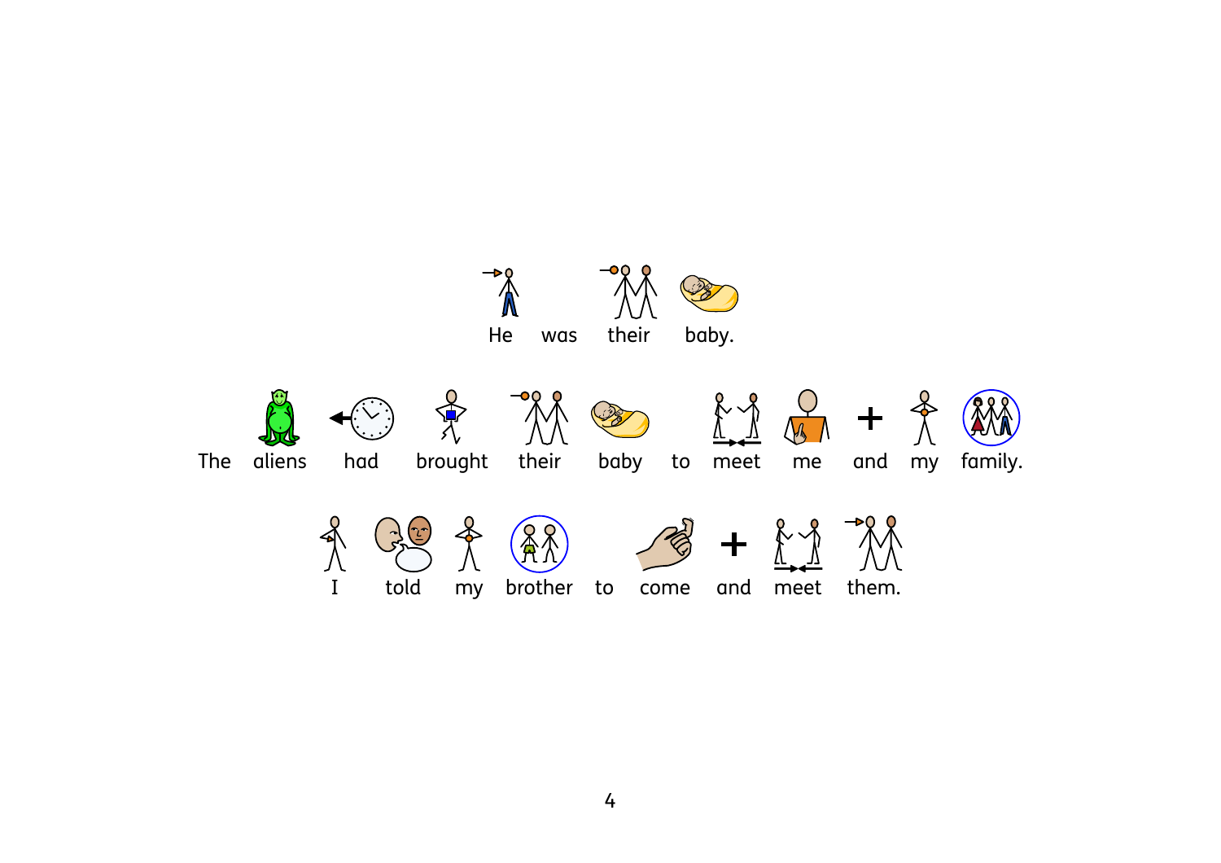He was their baby.

The aliens had brought their baby to meet me and my family.

I told my brother to come and meet them.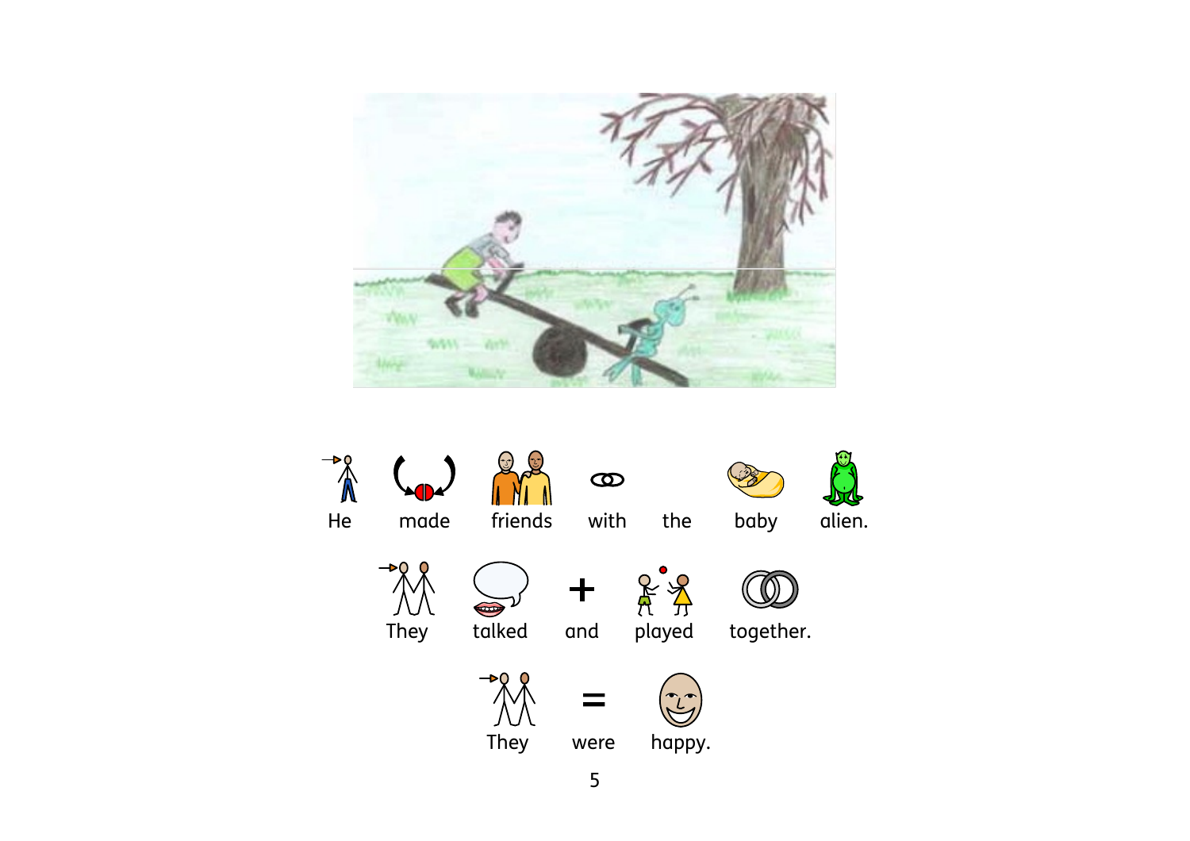He made friends with the baby alien.

They talked and played together.

They were happy.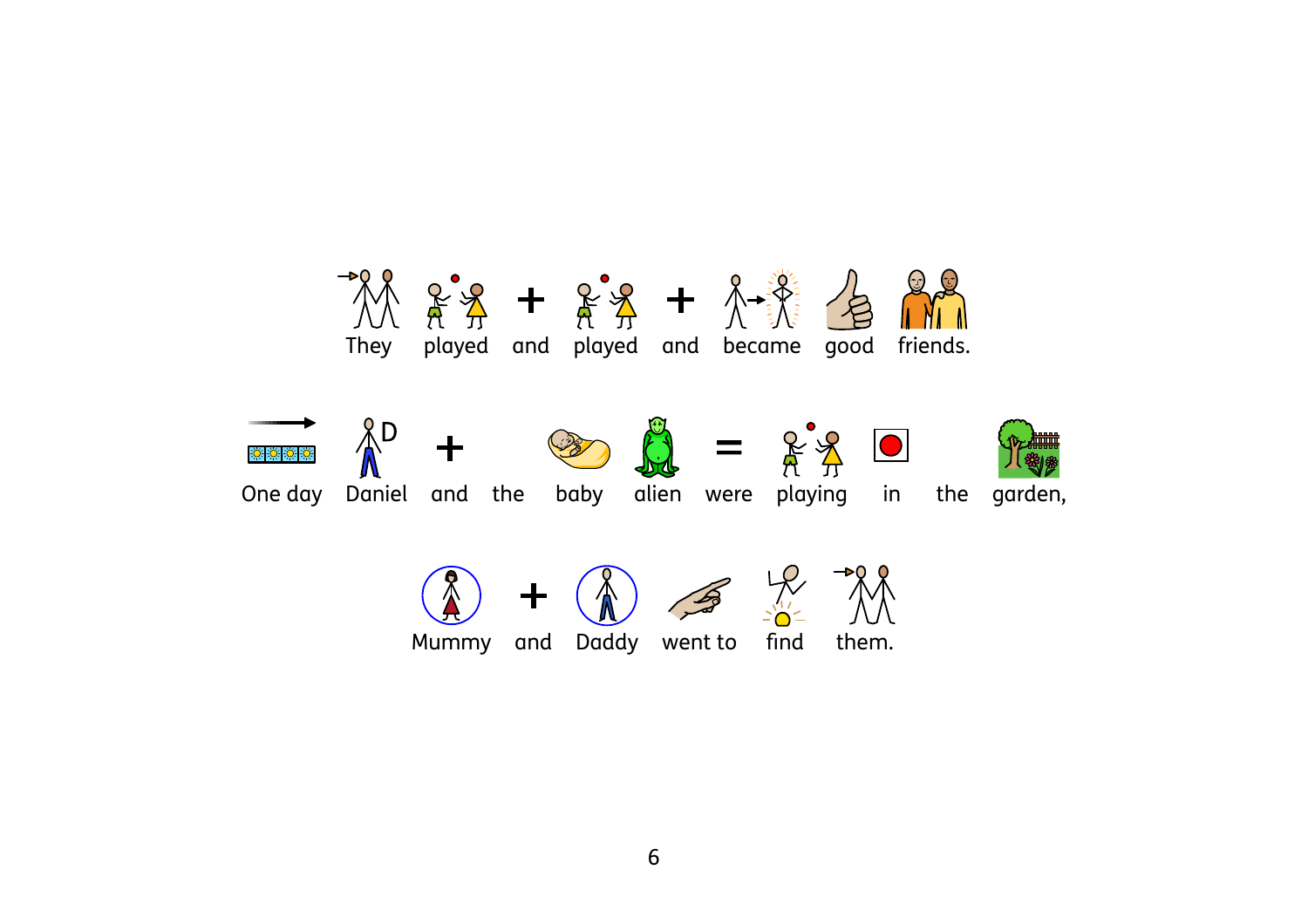They played and played and became good friends.

One day Daniel and the baby alien were playing in the garden,

Mummy and Daddy went to find them.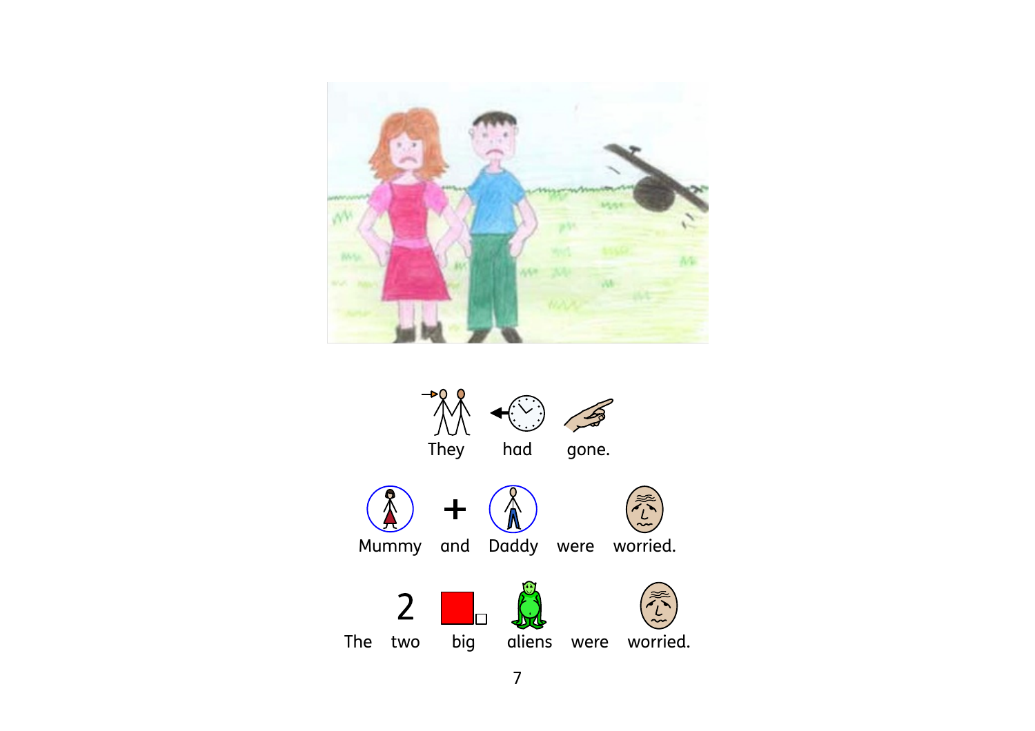They had gone.

Mummy and Daddy were worried.

The two big aliens were worried.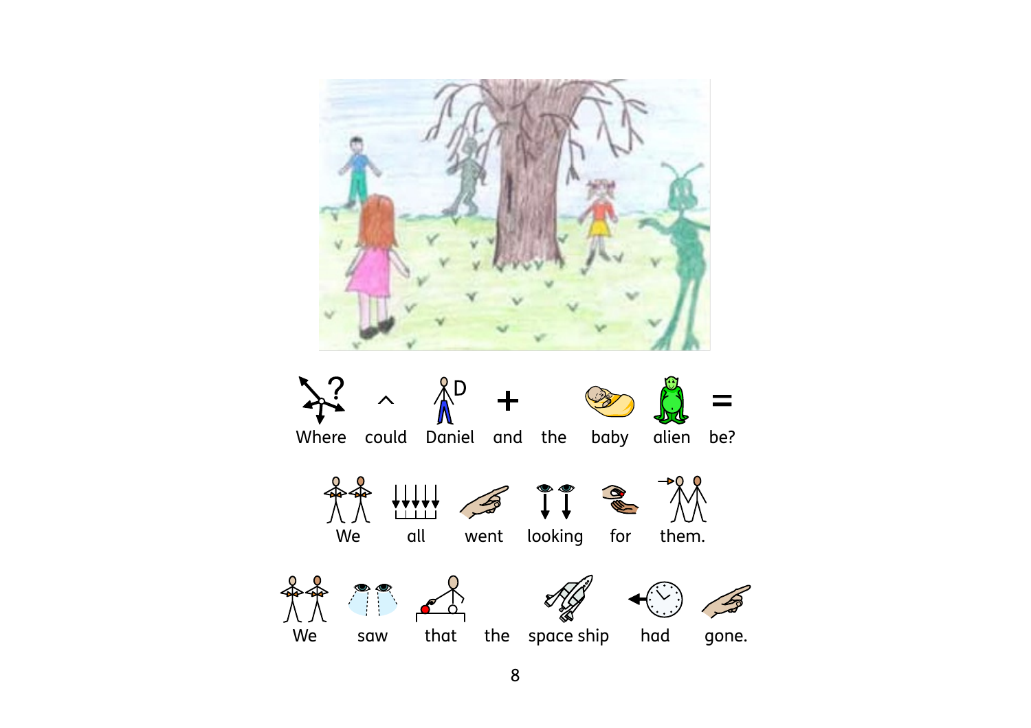Where could Daniel and the baby alien be?

We all went looking for them.

We saw that the space ship had gone.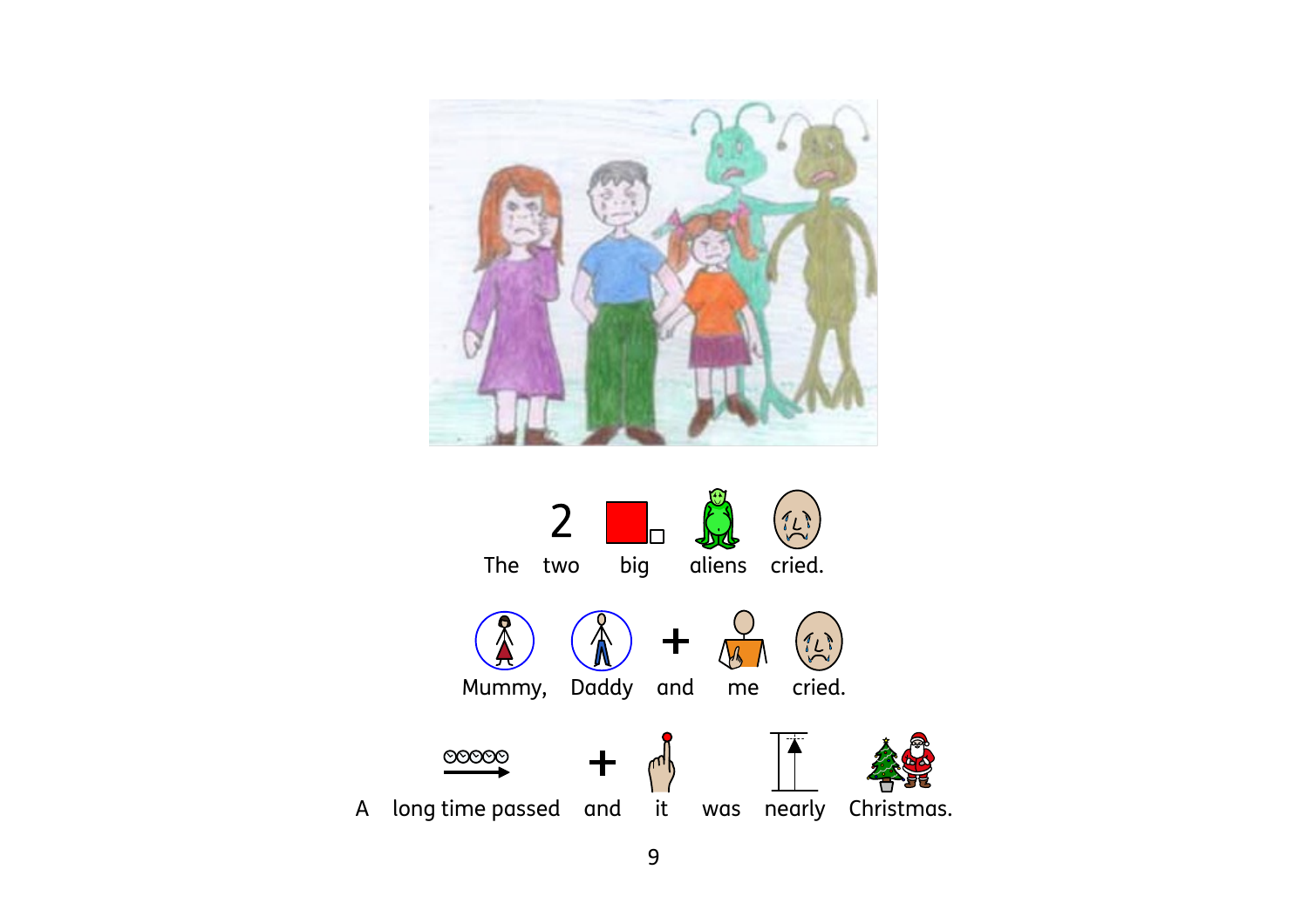The two big aliens cried.

Mummy, Daddy and me cried.

A long time passed and it was nearly Christmas.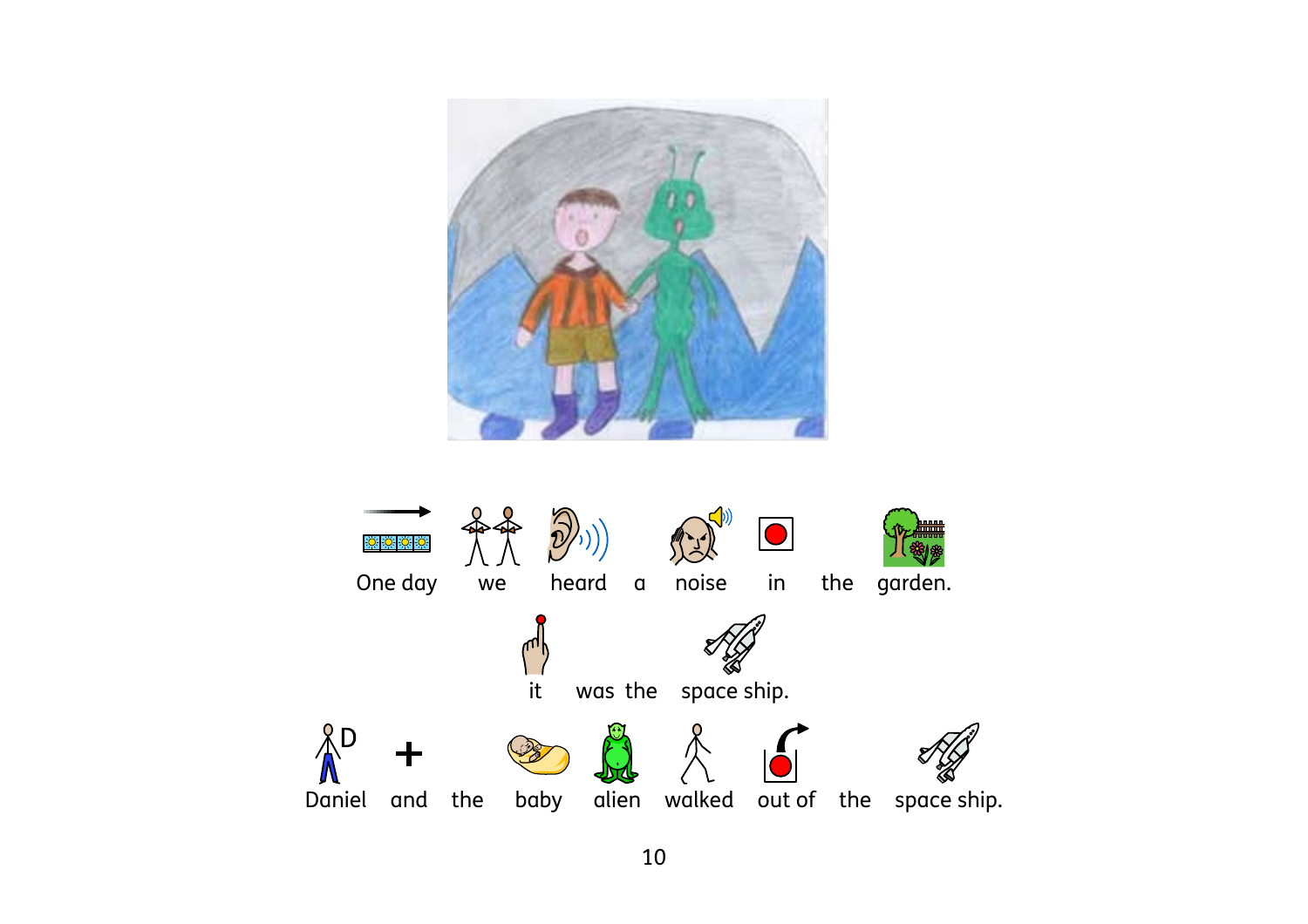One day we heard a noise in the garden.

it was the space ship.

Daniel and the baby alien walked out of the space ship.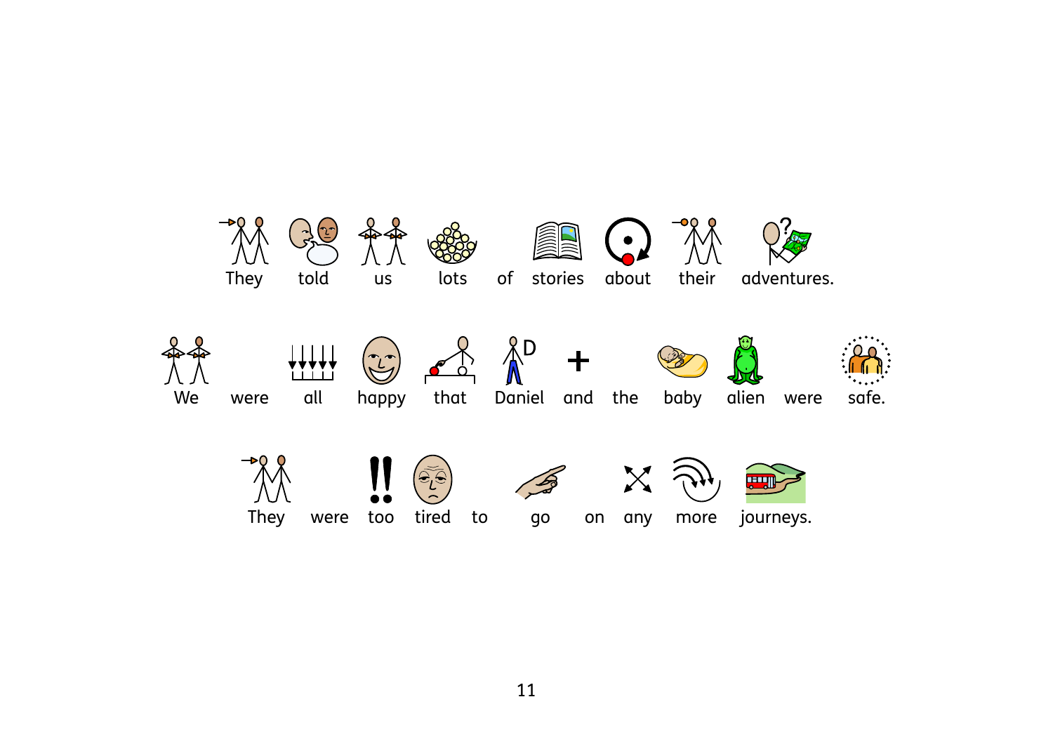They told us lots of stories about their adventures.

We were all happy that Daniel and the baby alien were safe.

They were too tired to go on any more journeys.